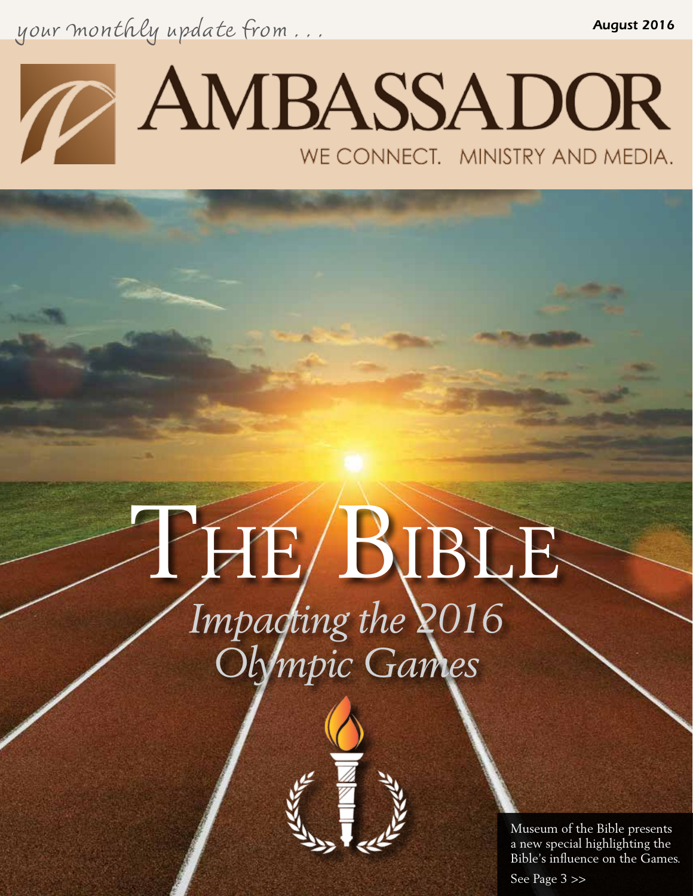*your monthly update from . . .*

*August 2016*

# AMBASSADOR

WE CONNECT. MINISTRY AND MEDIA.

# THE BIBLE

## *Impacting the 2016 Olympic Games*

Museum of the Bible presents a new special highlighting the Bible's influence on the Games.

See Page 3 >>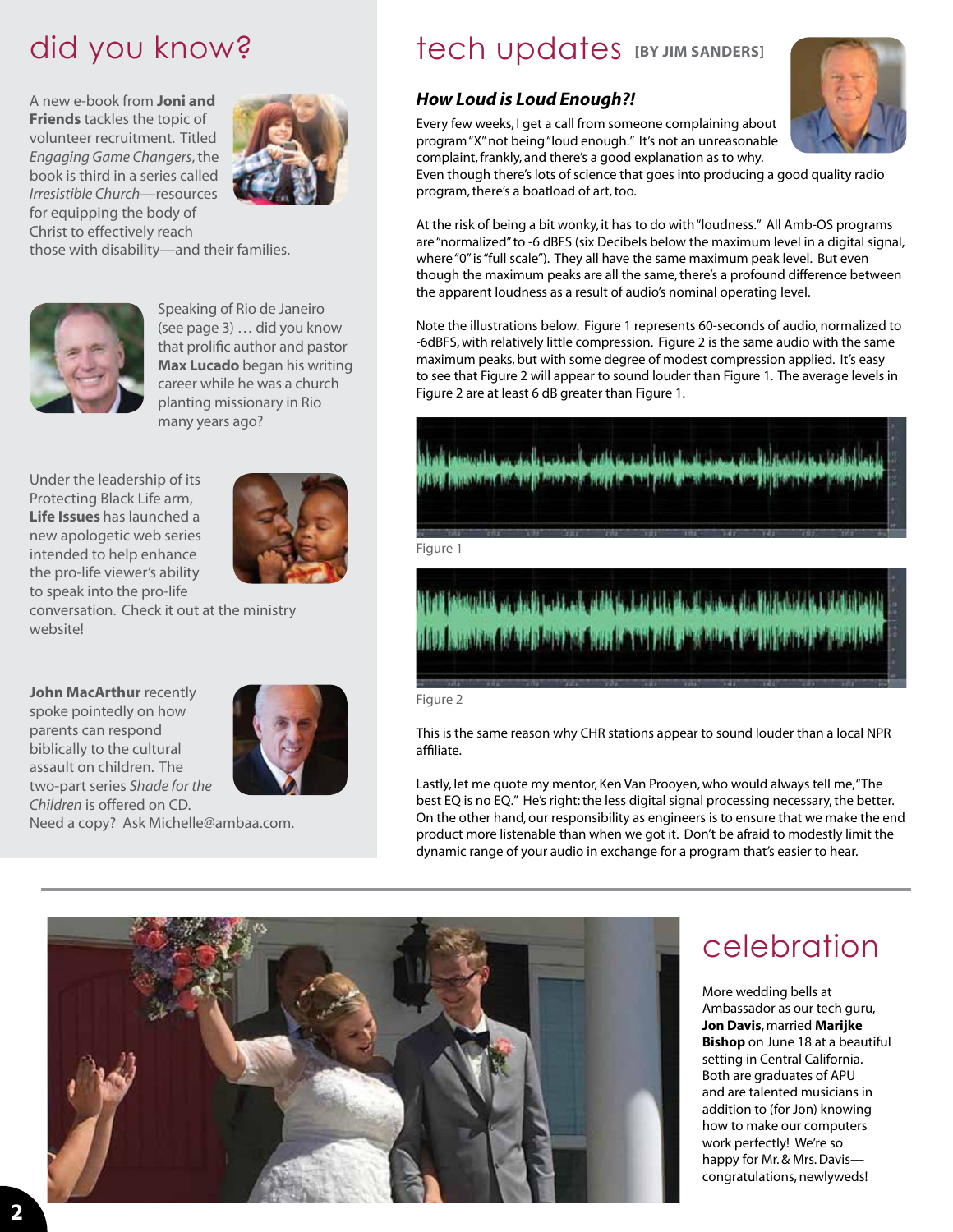## did you know?

A new e-book from **Joni and Friends** tackles the topic of volunteer recruitment. Titled *Engaging Game Changers*, the book is third in a series called *Irresistible Church*—resources for equipping the body of Christ to effectively reach those with disability—and their families.

Speaking of Rio de Janeiro (see page 3) … did you know that prolific author and pastor **Max Lucado** began his writing career while he was a church planting missionary in Rio many years ago?

Under the leadership of its Protecting Black Life arm, **Life Issues** has launched a new apologetic web series intended to help enhance the pro-life viewer's ability to speak into the pro-life conversation. Check it out at the ministry website!

**John MacArthur** recently spoke pointedly on how parents can respond biblically to the cultural assault on children. The two-part series *Shade for the Children* is offered on CD. Need a copy? Ask Michelle@ambaa.com.

## tech updates [BY JIM SANDERS]

### *How Loud is Loud Enough?!*

Every few weeks, I get a call from someone complaining about program "X" not being "loud enough." It's not an unreasonable complaint, frankly, and there's a good explanation as to why. Even though there's lots of science that goes into producing a good quality radio program, there's a boatload of art, too.

At the risk of being a bit wonky, it has to do with "loudness." All Amb-OS programs are "normalized" to -6 dBFS (six Decibels below the maximum level in a digital signal, where "0" is "full scale"). They all have the same maximum peak level. But even though the maximum peaks are all the same, there's a profound difference between the apparent loudness as a result of audio's nominal operating level.

Note the illustrations below. Figure 1 represents 60-seconds of audio, normalized to -6dBFS, with relatively little compression. Figure 2 is the same audio with the same maximum peaks, but with some degree of modest compression applied. It's easy to see that Figure 2 will appear to sound louder than Figure 1. The average levels in Figure 2 are at least 6 dB greater than Figure 1.

Figure 1

Figure 2

This is the same reason why CHR stations appear to sound louder than a local NPR affiliate.

Lastly, let me quote my mentor, Ken Van Prooyen, who would always tell me, "The best EQ is no EQ." He's right: the less digital signal processing necessary, the better. On the other hand, our responsibility as engineers is to ensure that we make the end product more listenable than when we got it. Don't be afraid to modestly limit the dynamic range of your audio in exchange for a program that's easier to hear.

## celebration

More wedding bells at Ambassador as our tech guru, **Jon Davis**, married **Marijke Bishop** on June 18 at a beautiful setting in Central California. Both are graduates of APU and are talented musicians in addition to (for Jon) knowing how to make our computers work perfectly! We're so happy for Mr. & Mrs. Davis—congratulations, newlyweds!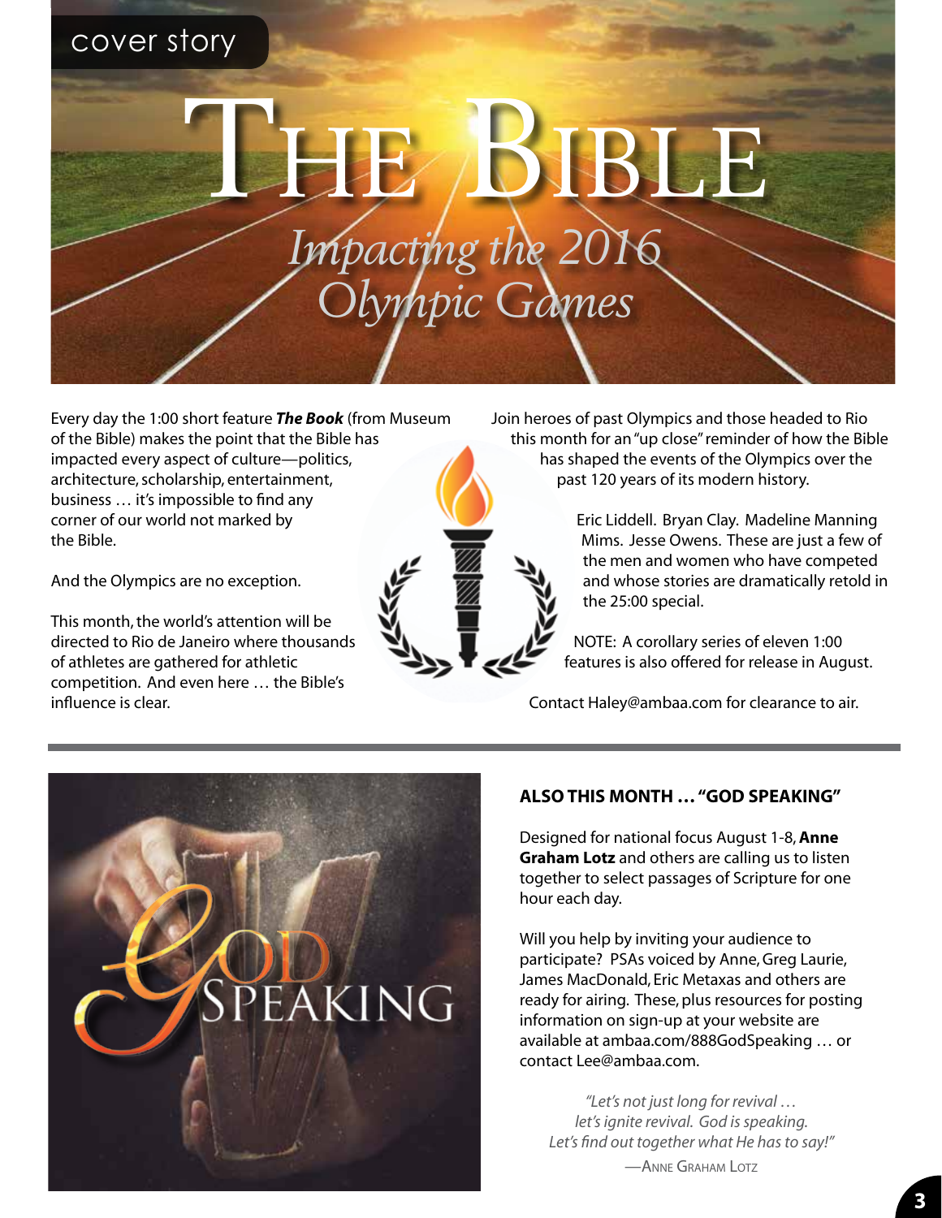cover story

# The Bible

## *Impacting the 2016 Olympic Games*

Every day the 1:00 short feature ***The Book*** (from Museum of the Bible) makes the point that the Bible has impacted every aspect of culture—politics, architecture, scholarship, entertainment, business … it's impossible to find any corner of our world not marked by the Bible.

And the Olympics are no exception.

This month, the world's attention will be directed to Rio de Janeiro where thousands of athletes are gathered for athletic competition. And even here … the Bible's influence is clear.

Join heroes of past Olympics and those headed to Rio this month for an "up close" reminder of how the Bible has shaped the events of the Olympics over the past 120 years of its modern history.

Eric Liddell. Bryan Clay. Madeline Manning Mims. Jesse Owens. These are just a few of the men and women who have competed and whose stories are dramatically retold in the 25:00 special.

NOTE: A corollary series of eleven 1:00 features is also offered for release in August.

Contact Haley@ambaa.com for clearance to air.

---

### ALSO THIS MONTH … "GOD SPEAKING"

Designed for national focus August 1-8, **Anne Graham Lotz** and others are calling us to listen together to select passages of Scripture for one hour each day.

Will you help by inviting your audience to participate? PSAs voiced by Anne, Greg Laurie, James MacDonald, Eric Metaxas and others are ready for airing. These, plus resources for posting information on sign-up at your website are available at ambaa.com/888GodSpeaking … or contact Lee@ambaa.com.

*"Let's not just long for revival … let's ignite revival. God is speaking. Let's find out together what He has to say!"*

—Anne Graham Lotz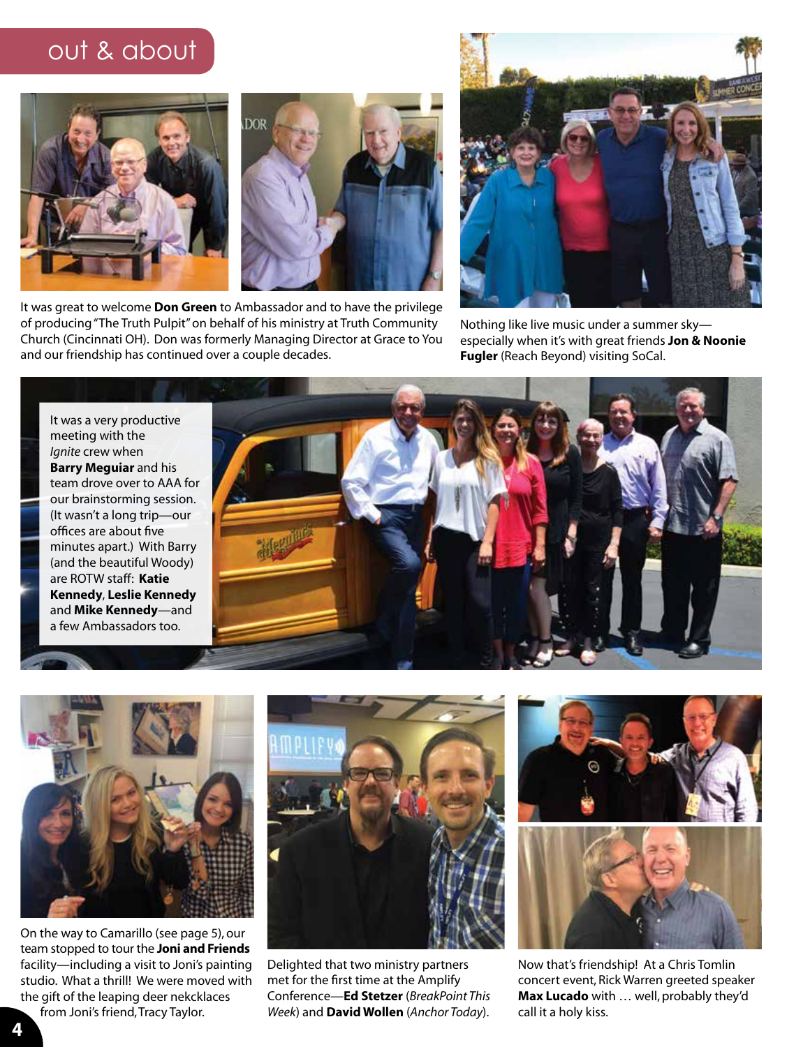## out & about

It was great to welcome **Don Green** to Ambassador and to have the privilege of producing "The Truth Pulpit" on behalf of his ministry at Truth Community Church (Cincinnati OH). Don was formerly Managing Director at Grace to You and our friendship has continued over a couple decades.

Nothing like live music under a summer sky—especially when it's with great friends **Jon & Noonie Fugler** (Reach Beyond) visiting SoCal.

It was a very productive meeting with the *Ignite* crew when **Barry Meguiar** and his team drove over to AAA for our brainstorming session. (It wasn't a long trip—our offices are about five minutes apart.) With Barry (and the beautiful Woody) are ROTW staff: **Katie Kennedy**, **Leslie Kennedy** and **Mike Kennedy**—and a few Ambassadors too.

On the way to Camarillo (see page 5), our team stopped to tour the **Joni and Friends** facility—including a visit to Joni's painting studio. What a thrill! We were moved with the gift of the leaping deer nekcklaces from Joni's friend, Tracy Taylor.

Delighted that two ministry partners met for the first time at the Amplify Conference—**Ed Stetzer** (*BreakPoint This Week*) and **David Wollen** (*Anchor Today*).

Now that's friendship! At a Chris Tomlin concert event, Rick Warren greeted speaker **Max Lucado** with … well, probably they'd call it a holy kiss.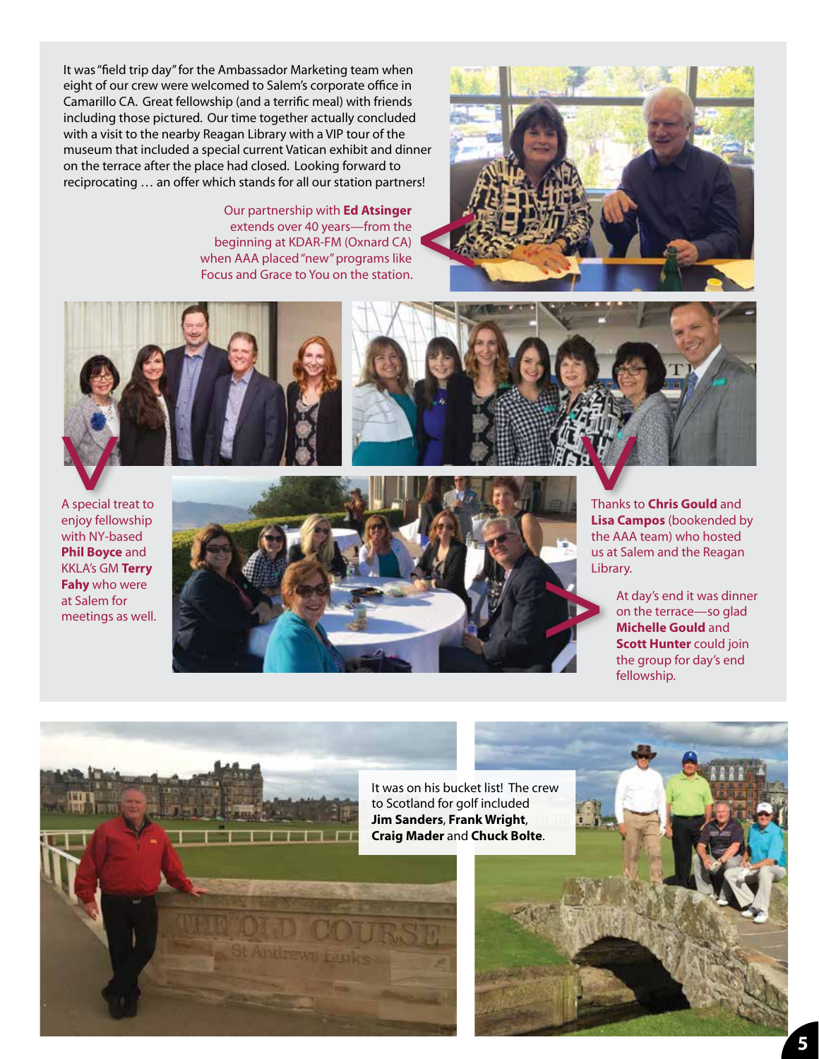It was "field trip day" for the Ambassador Marketing team when eight of our crew were welcomed to Salem's corporate office in Camarillo CA. Great fellowship (and a terrific meal) with friends including those pictured. Our time together actually concluded with a visit to the nearby Reagan Library with a VIP tour of the museum that included a special current Vatican exhibit and dinner on the terrace after the place had closed. Looking forward to reciprocating … an offer which stands for all our station partners!

Our partnership with **Ed Atsinger** extends over 40 years—from the beginning at KDAR-FM (Oxnard CA) when AAA placed "new" programs like Focus and Grace to You on the station.

A special treat to enjoy fellowship with NY-based **Phil Boyce** and KKLA's GM **Terry Fahy** who were at Salem for meetings as well.

Thanks to **Chris Gould** and **Lisa Campos** (bookended by the AAA team) who hosted us at Salem and the Reagan Library.

At day's end it was dinner on the terrace—so glad **Michelle Gould** and **Scott Hunter** could join the group for day's end fellowship.

It was on his bucket list! The crew to Scotland for golf included **Jim Sanders**, **Frank Wright**, **Craig Mader** and **Chuck Bolte**.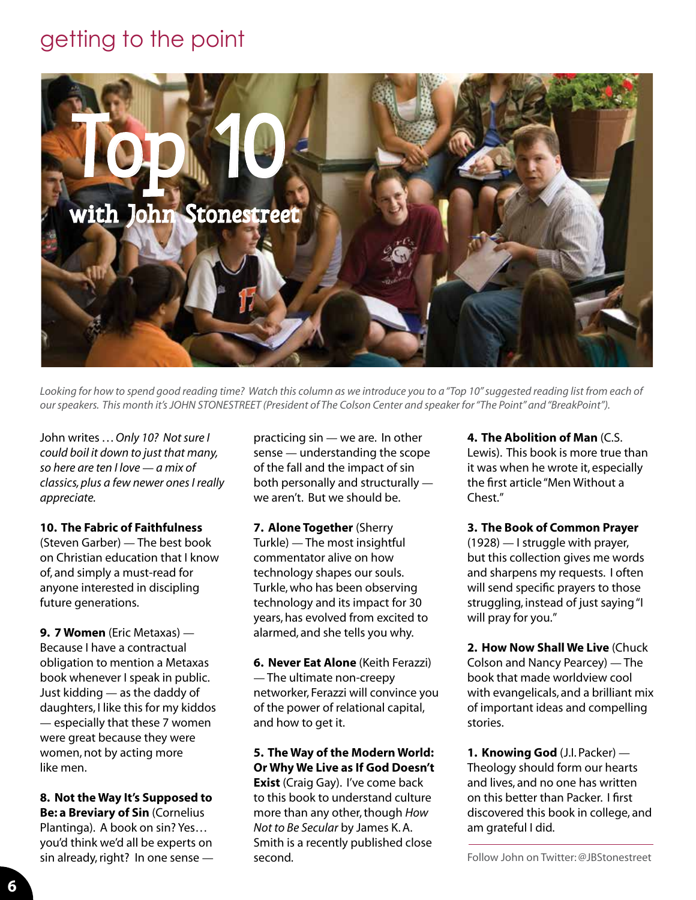# getting to the point

# Top 10 with John Stonestreet

*Looking for how to spend good reading time? Watch this column as we introduce you to a "Top 10" suggested reading list from each of our speakers. This month it's JOHN STONESTREET (President of The Colson Center and speaker for "The Point" and "BreakPoint").*

John writes … *Only 10? Not sure I could boil it down to just that many, so here are ten I love — a mix of classics, plus a few newer ones I really appreciate.*

**10. The Fabric of Faithfulness** (Steven Garber) — The best book on Christian education that I know of, and simply a must-read for anyone interested in discipling future generations.

**9. 7 Women** (Eric Metaxas) — Because I have a contractual obligation to mention a Metaxas book whenever I speak in public. Just kidding — as the daddy of daughters, I like this for my kiddos — especially that these 7 women were great because they were women, not by acting more like men.

**8. Not the Way It's Supposed to Be: a Breviary of Sin** (Cornelius Plantinga). A book on sin? Yes… you'd think we'd all be experts on sin already, right? In one sense — practicing sin — we are. In other sense — understanding the scope of the fall and the impact of sin both personally and structurally — we aren't. But we should be.

**7. Alone Together** (Sherry Turkle) — The most insightful commentator alive on how technology shapes our souls. Turkle, who has been observing technology and its impact for 30 years, has evolved from excited to alarmed, and she tells you why.

**6. Never Eat Alone** (Keith Ferazzi) — The ultimate non-creepy networker, Ferazzi will convince you of the power of relational capital, and how to get it.

**5. The Way of the Modern World: Or Why We Live as If God Doesn't Exist** (Craig Gay). I've come back to this book to understand culture more than any other, though *How Not to Be Secular* by James K. A. Smith is a recently published close second.

**4. The Abolition of Man** (C.S. Lewis). This book is more true than it was when he wrote it, especially the first article "Men Without a Chest."

**3. The Book of Common Prayer** (1928) — I struggle with prayer, but this collection gives me words and sharpens my requests. I often will send specific prayers to those struggling, instead of just saying "I will pray for you."

**2. How Now Shall We Live** (Chuck Colson and Nancy Pearcey) — The book that made worldview cool with evangelicals, and a brilliant mix of important ideas and compelling stories.

**1. Knowing God** (J.I. Packer) — Theology should form our hearts and lives, and no one has written on this better than Packer. I first discovered this book in college, and am grateful I did.

Follow John on Twitter: @JBStonestreet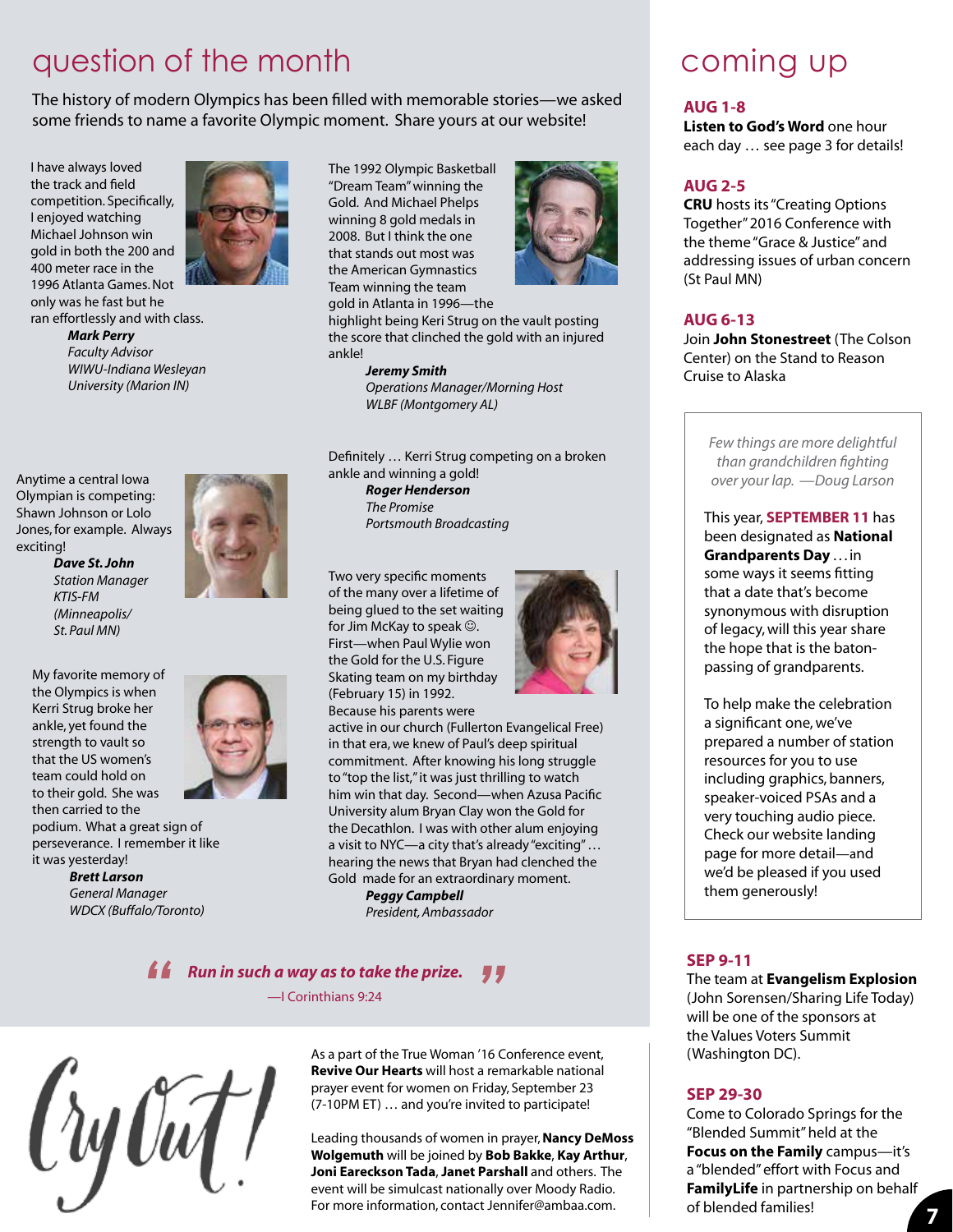# question of the month

The history of modern Olympics has been filled with memorable stories—we asked some friends to name a favorite Olympic moment. Share yours at our website!

I have always loved the track and field competition. Specifically, I enjoyed watching Michael Johnson win gold in both the 200 and 400 meter race in the 1996 Atlanta Games. Not only was he fast but he ran effortlessly and with class.

***Mark Perry***
*Faculty Advisor*
*WIWU-Indiana Wesleyan University (Marion IN)*

Anytime a central Iowa Olympian is competing: Shawn Johnson or Lolo Jones, for example. Always exciting!

***Dave St. John***
*Station Manager*
*KTIS-FM*
*(Minneapolis/St. Paul MN)*

My favorite memory of the Olympics is when Kerri Strug broke her ankle, yet found the strength to vault so that the US women's team could hold on to their gold. She was then carried to the podium. What a great sign of perseverance. I remember it like it was yesterday!

***Brett Larson***
*General Manager*
*WDCX (Buffalo/Toronto)*

The 1992 Olympic Basketball "Dream Team" winning the Gold. And Michael Phelps winning 8 gold medals in 2008. But I think the one that stands out most was the American Gymnastics Team winning the team gold in Atlanta in 1996—the highlight being Keri Strug on the vault posting the score that clinched the gold with an injured ankle!

***Jeremy Smith***
*Operations Manager/Morning Host*
*WLBF (Montgomery AL)*

Definitely … Kerri Strug competing on a broken ankle and winning a gold!

***Roger Henderson***
*The Promise*
*Portsmouth Broadcasting*

Two very specific moments of the many over a lifetime of being glued to the set waiting for Jim McKay to speak ☺. First—when Paul Wylie won the Gold for the U.S. Figure Skating team on my birthday (February 15) in 1992. Because his parents were active in our church (Fullerton Evangelical Free) in that era, we knew of Paul's deep spiritual commitment. After knowing his long struggle to "top the list," it was just thrilling to watch him win that day. Second—when Azusa Pacific University alum Bryan Clay won the Gold for the Decathlon. I was with other alum enjoying a visit to NYC—a city that's already "exciting"… hearing the news that Bryan had clenched the Gold made for an extraordinary moment.

***Peggy Campbell***
*President, Ambassador*

> ***"Run in such a way as to take the prize."***
> —I Corinthians 9:24

## Cry Out!

As a part of the True Woman '16 Conference event, **Revive Our Hearts** will host a remarkable national prayer event for women on Friday, September 23 (7-10PM ET) … and you're invited to participate!

Leading thousands of women in prayer, **Nancy DeMoss Wolgemuth** will be joined by **Bob Bakke**, **Kay Arthur**, **Joni Eareckson Tada**, **Janet Parshall** and others. The event will be simulcast nationally over Moody Radio. For more information, contact Jennifer@ambaa.com.

# coming up

**AUG 1-8**
**Listen to God's Word** one hour each day … see page 3 for details!

**AUG 2-5**
**CRU** hosts its "Creating Options Together" 2016 Conference with the theme "Grace & Justice" and addressing issues of urban concern (St Paul MN)

**AUG 6-13**
Join **John Stonestreet** (The Colson Center) on the Stand to Reason Cruise to Alaska

*Few things are more delightful than grandchildren fighting over your lap. —Doug Larson*

This year, **SEPTEMBER 11** has been designated as **National Grandparents Day** … in some ways it seems fitting that a date that's become synonymous with disruption of legacy, will this year share the hope that is the baton-passing of grandparents.

To help make the celebration a significant one, we've prepared a number of station resources for you to use including graphics, banners, speaker-voiced PSAs and a very touching audio piece. Check our website landing page for more detail—and we'd be pleased if you used them generously!

**SEP 9-11**
The team at **Evangelism Explosion** (John Sorensen/Sharing Life Today) will be one of the sponsors at the Values Voters Summit (Washington DC).

**SEP 29-30**
Come to Colorado Springs for the "Blended Summit" held at the **Focus on the Family** campus—it's a "blended" effort with Focus and **FamilyLife** in partnership on behalf of blended families!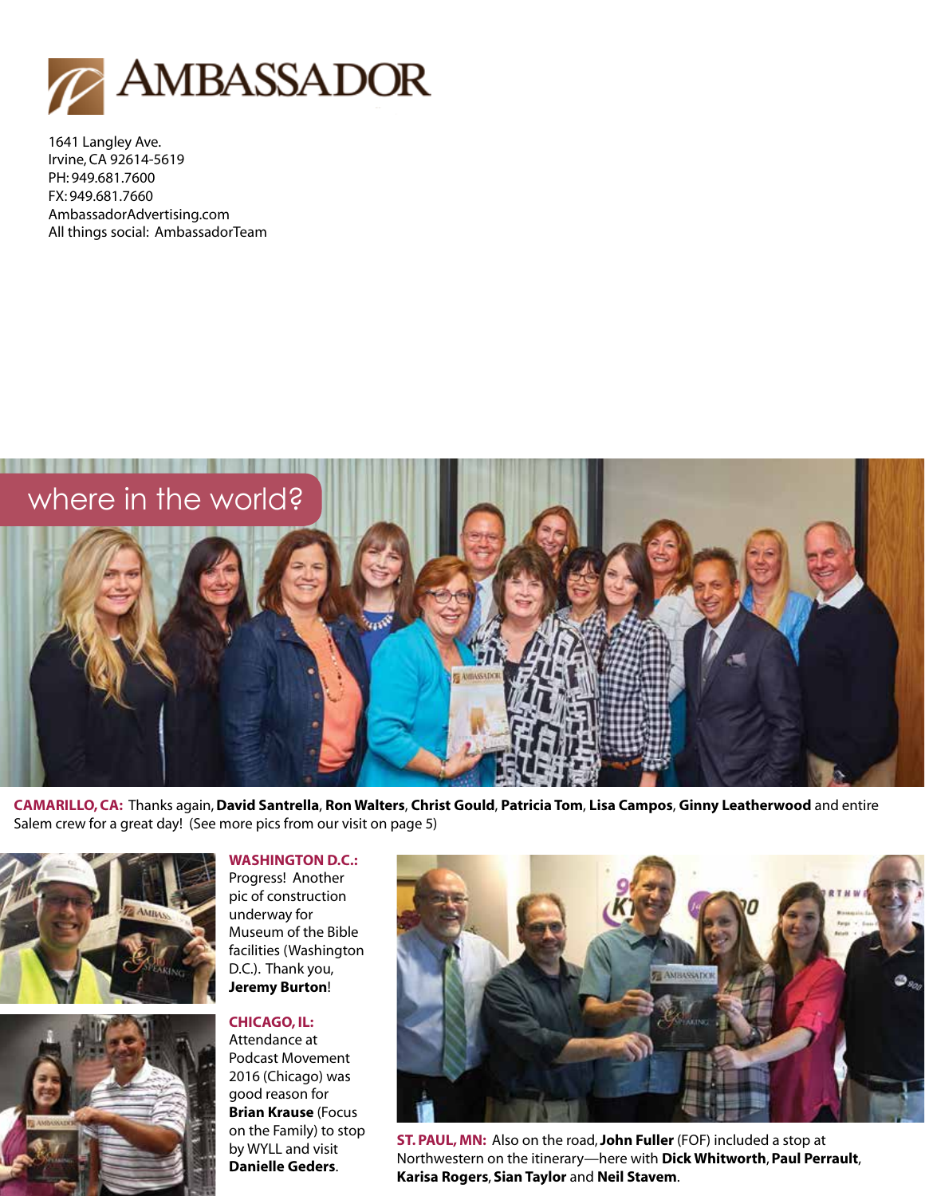# AMBASSADOR

1641 Langley Ave.
Irvine, CA 92614-5619
PH: 949.681.7600
FX: 949.681.7660
AmbassadorAdvertising.com
All things social: AmbassadorTeam

## where in the world?

**CAMARILLO, CA:** Thanks again, **David Santrella**, **Ron Walters**, **Christ Gould**, **Patricia Tom**, **Lisa Campos**, **Ginny Leatherwood** and entire Salem crew for a great day! (See more pics from our visit on page 5)

**WASHINGTON D.C.:** Progress! Another pic of construction underway for Museum of the Bible facilities (Washington D.C.). Thank you, **Jeremy Burton**!

**CHICAGO, IL:** Attendance at Podcast Movement 2016 (Chicago) was good reason for **Brian Krause** (Focus on the Family) to stop by WYLL and visit **Danielle Geders**.

**ST. PAUL, MN:** Also on the road, **John Fuller** (FOF) included a stop at Northwestern on the itinerary—here with **Dick Whitworth**, **Paul Perrault**, **Karisa Rogers**, **Sian Taylor** and **Neil Stavem**.